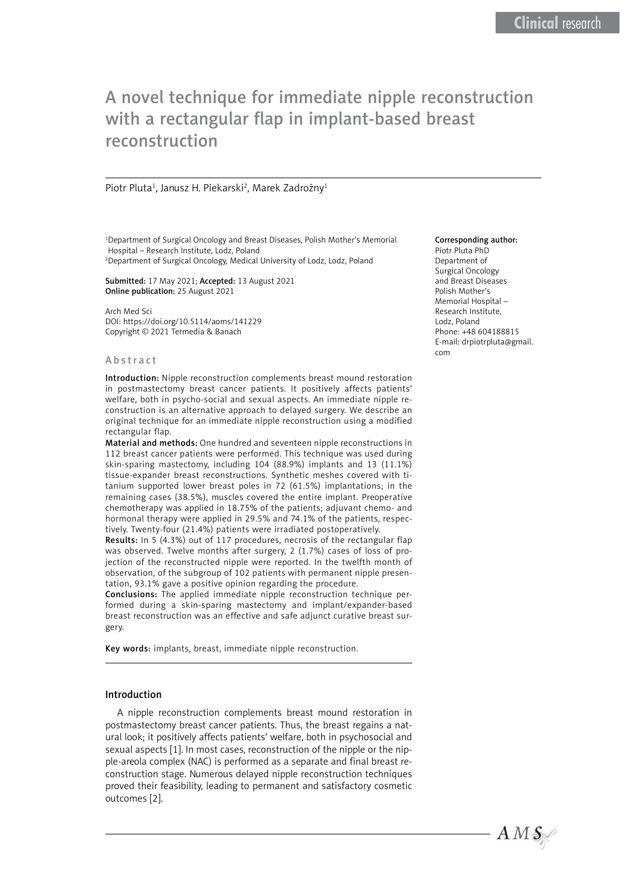# A novel technique for immediate nipple reconstruction with a rectangular flap in implant-based breast reconstruction

Piotr Pluta[1], Janusz H. Piekarski[2], Marek Zadrożny[1]

[1]Department of Surgical Oncology and Breast Diseases, Polish Mother's Memorial Hospital – Research Institute, Lodz, Poland
[2]Department of Surgical Oncology, Medical University of Lodz, Lodz, Poland

**Submitted:** 17 May 2021; **Accepted:** 13 August 2021
**Online publication:** 25 August 2021

Arch Med Sci
DOI: https://doi.org/10.5114/aoms/141229
Copyright © 2021 Termedia & Banach

**Corresponding author:**
Piotr Pluta PhD
Department of Surgical Oncology and Breast Diseases
Polish Mother's Memorial Hospital – Research Institute,
Lodz, Poland
Phone: +48 604188815
E-mail: drpiotrpluta@gmail.com

## Abstract

**Introduction:** Nipple reconstruction complements breast mound restoration in postmastectomy breast cancer patients. It positively affects patients' welfare, both in psycho-social and sexual aspects. An immediate nipple reconstruction is an alternative approach to delayed surgery. We describe an original technique for an immediate nipple reconstruction using a modified rectangular flap.

**Material and methods:** One hundred and seventeen nipple reconstructions in 112 breast cancer patients were performed. This technique was used during skin-sparing mastectomy, including 104 (88.9%) implants and 13 (11.1%) tissue-expander breast reconstructions. Synthetic meshes covered with titanium supported lower breast poles in 72 (61.5%) implantations; in the remaining cases (38.5%), muscles covered the entire implant. Preoperative chemotherapy was applied in 18.75% of the patients; adjuvant chemo- and hormonal therapy were applied in 29.5% and 74.1% of the patients, respectively. Twenty-four (21.4%) patients were irradiated postoperatively.

**Results:** In 5 (4.3%) out of 117 procedures, necrosis of the rectangular flap was observed. Twelve months after surgery, 2 (1.7%) cases of loss of projection of the reconstructed nipple were reported. In the twelfth month of observation, of the subgroup of 102 patients with permanent nipple presentation, 93.1% gave a positive opinion regarding the procedure.

**Conclusions:** The applied immediate nipple reconstruction technique performed during a skin-sparing mastectomy and implant/expander-based breast reconstruction was an effective and safe adjunct curative breast surgery.

**Key words:** implants, breast, immediate nipple reconstruction.

## Introduction

A nipple reconstruction complements breast mound restoration in postmastectomy breast cancer patients. Thus, the breast regains a natural look; it positively affects patients' welfare, both in psychosocial and sexual aspects [1]. In most cases, reconstruction of the nipple or the nipple-areola complex (NAC) is performed as a separate and final breast reconstruction stage. Numerous delayed nipple reconstruction techniques proved their feasibility, leading to permanent and satisfactory cosmetic outcomes [2].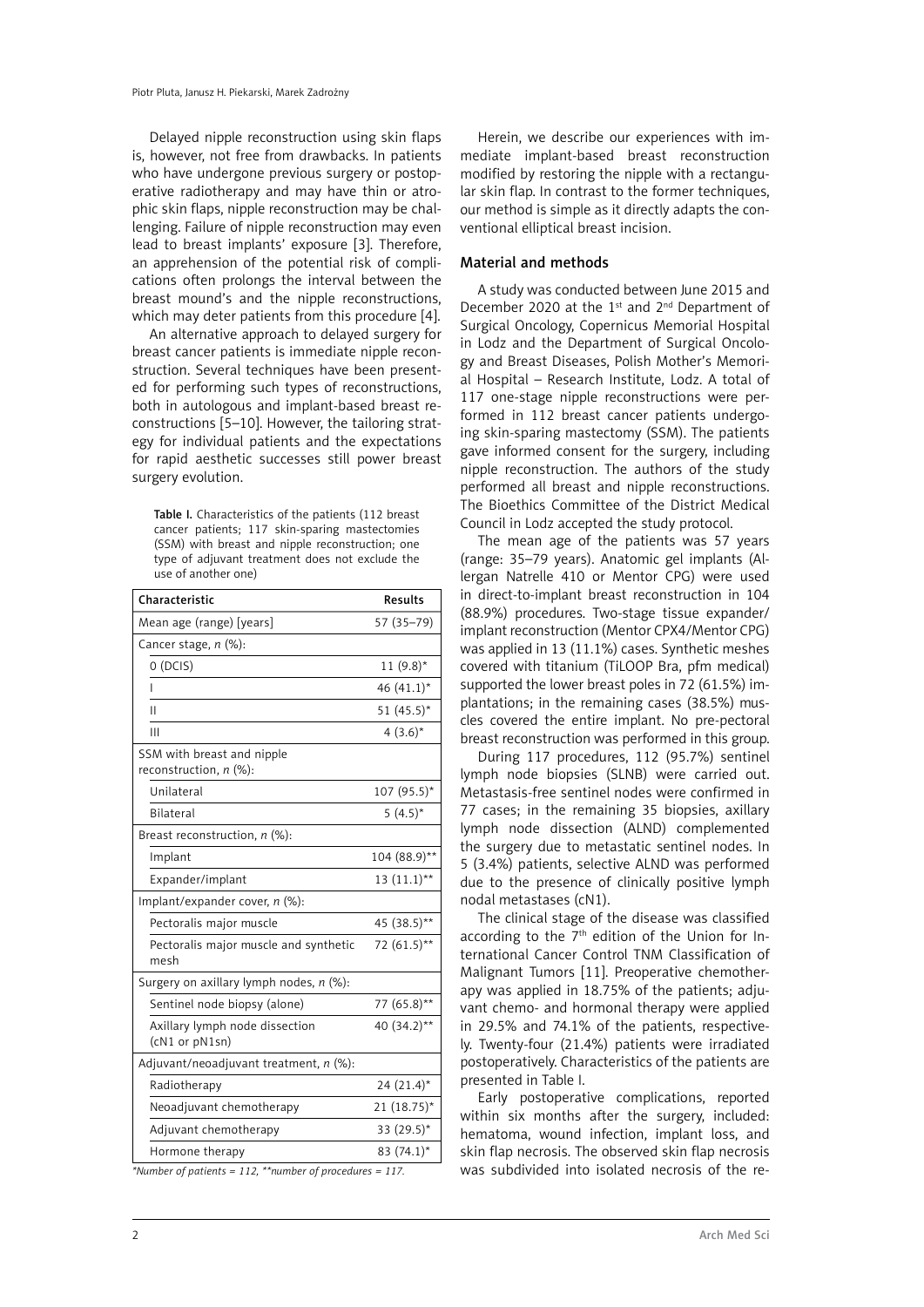Delayed nipple reconstruction using skin flaps is, however, not free from drawbacks. In patients who have undergone previous surgery or postoperative radiotherapy and may have thin or atrophic skin flaps, nipple reconstruction may be challenging. Failure of nipple reconstruction may even lead to breast implants' exposure [3]. Therefore, an apprehension of the potential risk of complications often prolongs the interval between the breast mound's and the nipple reconstructions, which may deter patients from this procedure [4].

An alternative approach to delayed surgery for breast cancer patients is immediate nipple reconstruction. Several techniques have been presented for performing such types of reconstructions, both in autologous and implant-based breast reconstructions [5–10]. However, the tailoring strategy for individual patients and the expectations for rapid aesthetic successes still power breast surgery evolution.

**Table I.** Characteristics of the patients (112 breast cancer patients; 117 skin-sparing mastectomies (SSM) with breast and nipple reconstruction; one type of adjuvant treatment does not exclude the use of another one)

| Characteristic | Results |
|---|---|
| Mean age (range) [years] | 57 (35–79) |
| Cancer stage, *n* (%): | |
| 0 (DCIS) | 11 (9.8)* |
| I | 46 (41.1)* |
| II | 51 (45.5)* |
| III | 4 (3.6)* |
| SSM with breast and nipple reconstruction, *n* (%): | |
| Unilateral | 107 (95.5)* |
| Bilateral | 5 (4.5)* |
| Breast reconstruction, *n* (%): | |
| Implant | 104 (88.9)** |
| Expander/implant | 13 (11.1)** |
| Implant/expander cover, *n* (%): | |
| Pectoralis major muscle | 45 (38.5)** |
| Pectoralis major muscle and synthetic mesh | 72 (61.5)** |
| Surgery on axillary lymph nodes, *n* (%): | |
| Sentinel node biopsy (alone) | 77 (65.8)** |
| Axillary lymph node dissection (cN1 or pN1sn) | 40 (34.2)** |
| Adjuvant/neoadjuvant treatment, *n* (%): | |
| Radiotherapy | 24 (21.4)* |
| Neoadjuvant chemotherapy | 21 (18.75)* |
| Adjuvant chemotherapy | 33 (29.5)* |
| Hormone therapy | 83 (74.1)* |

*\*Number of patients = 112, \*\*number of procedures = 117.*

Herein, we describe our experiences with immediate implant-based breast reconstruction modified by restoring the nipple with a rectangular skin flap. In contrast to the former techniques, our method is simple as it directly adapts the conventional elliptical breast incision.

## Material and methods

A study was conducted between June 2015 and December 2020 at the 1st and 2nd Department of Surgical Oncology, Copernicus Memorial Hospital in Lodz and the Department of Surgical Oncology and Breast Diseases, Polish Mother's Memorial Hospital – Research Institute, Lodz. A total of 117 one-stage nipple reconstructions were performed in 112 breast cancer patients undergoing skin-sparing mastectomy (SSM). The patients gave informed consent for the surgery, including nipple reconstruction. The authors of the study performed all breast and nipple reconstructions. The Bioethics Committee of the District Medical Council in Lodz accepted the study protocol.

The mean age of the patients was 57 years (range: 35–79 years). Anatomic gel implants (Allergan Natrelle 410 or Mentor CPG) were used in direct-to-implant breast reconstruction in 104 (88.9%) procedures. Two-stage tissue expander/implant reconstruction (Mentor CPX4/Mentor CPG) was applied in 13 (11.1%) cases. Synthetic meshes covered with titanium (TiLOOP Bra, pfm medical) supported the lower breast poles in 72 (61.5%) implantations; in the remaining cases (38.5%) muscles covered the entire implant. No pre-pectoral breast reconstruction was performed in this group.

During 117 procedures, 112 (95.7%) sentinel lymph node biopsies (SLNB) were carried out. Metastasis-free sentinel nodes were confirmed in 77 cases; in the remaining 35 biopsies, axillary lymph node dissection (ALND) complemented the surgery due to metastatic sentinel nodes. In 5 (3.4%) patients, selective ALND was performed due to the presence of clinically positive lymph nodal metastases (cN1).

The clinical stage of the disease was classified according to the 7th edition of the Union for International Cancer Control TNM Classification of Malignant Tumors [11]. Preoperative chemotherapy was applied in 18.75% of the patients; adjuvant chemo- and hormonal therapy were applied in 29.5% and 74.1% of the patients, respectively. Twenty-four (21.4%) patients were irradiated postoperatively. Characteristics of the patients are presented in Table I.

Early postoperative complications, reported within six months after the surgery, included: hematoma, wound infection, implant loss, and skin flap necrosis. The observed skin flap necrosis was subdivided into isolated necrosis of the re-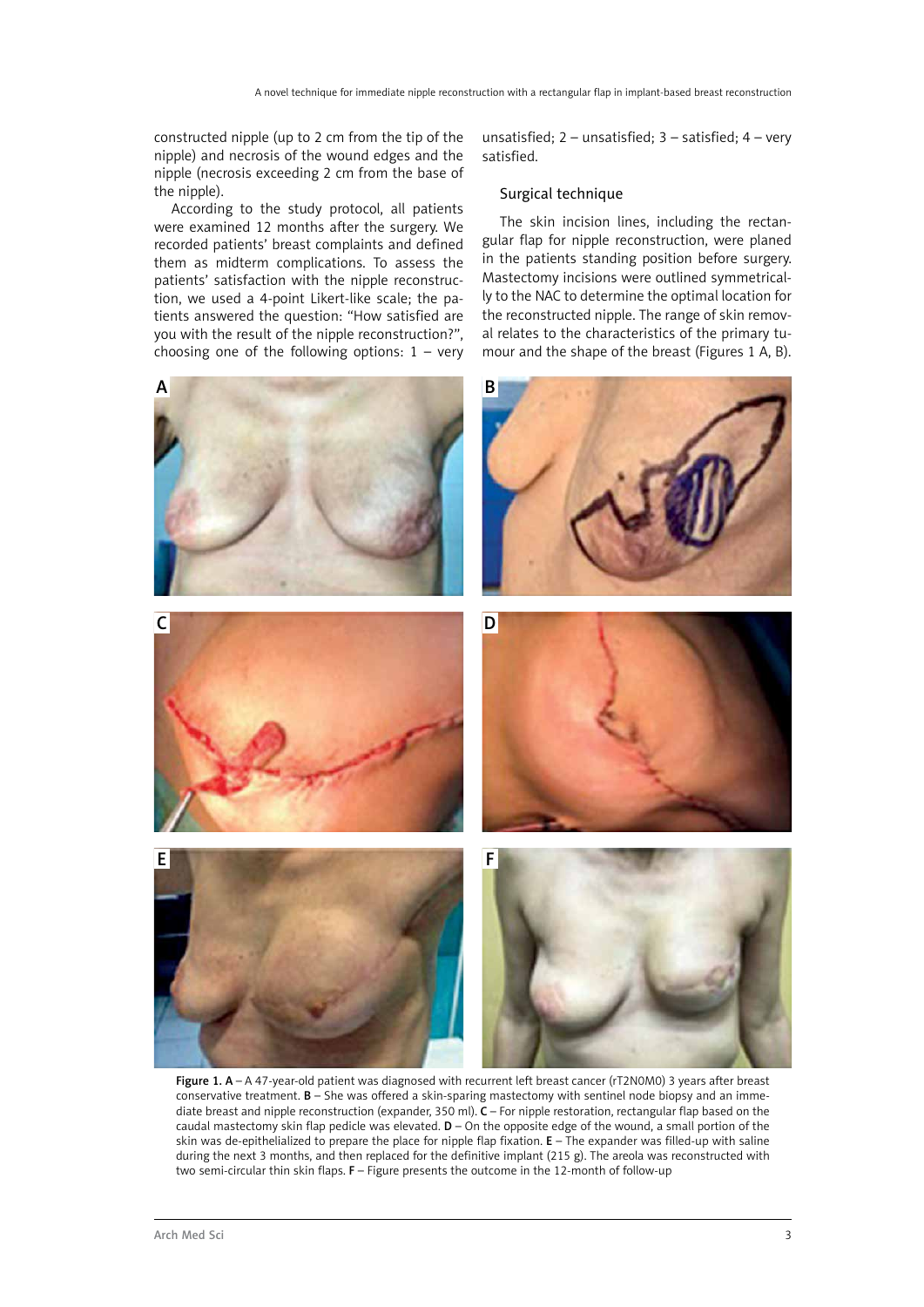constructed nipple (up to 2 cm from the tip of the nipple) and necrosis of the wound edges and the nipple (necrosis exceeding 2 cm from the base of the nipple).

According to the study protocol, all patients were examined 12 months after the surgery. We recorded patients' breast complaints and defined them as midterm complications. To assess the patients' satisfaction with the nipple reconstruction, we used a 4-point Likert-like scale; the patients answered the question: "How satisfied are you with the result of the nipple reconstruction?", choosing one of the following options: 1 – very unsatisfied; 2 – unsatisfied; 3 – satisfied; 4 – very satisfied.

### Surgical technique

The skin incision lines, including the rectangular flap for nipple reconstruction, were planed in the patients standing position before surgery. Mastectomy incisions were outlined symmetrically to the NAC to determine the optimal location for the reconstructed nipple. The range of skin removal relates to the characteristics of the primary tumour and the shape of the breast (Figures 1 A, B).

**Figure 1. A** – A 47-year-old patient was diagnosed with recurrent left breast cancer (rT2N0M0) 3 years after breast conservative treatment. **B** – She was offered a skin-sparing mastectomy with sentinel node biopsy and an immediate breast and nipple reconstruction (expander, 350 ml). **C** – For nipple restoration, rectangular flap based on the caudal mastectomy skin flap pedicle was elevated. **D** – On the opposite edge of the wound, a small portion of the skin was de-epithelialized to prepare the place for nipple flap fixation. **E** – The expander was filled-up with saline during the next 3 months, and then replaced for the definitive implant (215 g). The areola was reconstructed with two semi-circular thin skin flaps. **F** – Figure presents the outcome in the 12-month of follow-up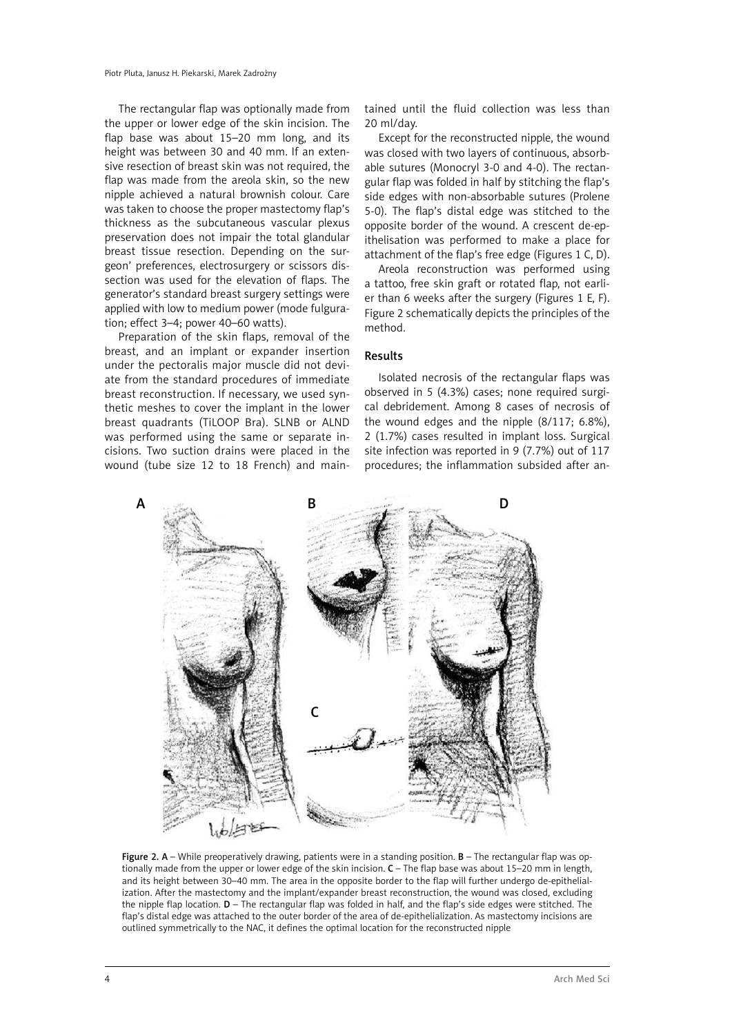The rectangular flap was optionally made from the upper or lower edge of the skin incision. The flap base was about 15–20 mm long, and its height was between 30 and 40 mm. If an extensive resection of breast skin was not required, the flap was made from the areola skin, so the new nipple achieved a natural brownish colour. Care was taken to choose the proper mastectomy flap's thickness as the subcutaneous vascular plexus preservation does not impair the total glandular breast tissue resection. Depending on the surgeon' preferences, electrosurgery or scissors dissection was used for the elevation of flaps. The generator's standard breast surgery settings were applied with low to medium power (mode fulguration; effect 3–4; power 40–60 watts).

Preparation of the skin flaps, removal of the breast, and an implant or expander insertion under the pectoralis major muscle did not deviate from the standard procedures of immediate breast reconstruction. If necessary, we used synthetic meshes to cover the implant in the lower breast quadrants (TiLOOP Bra). SLNB or ALND was performed using the same or separate incisions. Two suction drains were placed in the wound (tube size 12 to 18 French) and maintained until the fluid collection was less than 20 ml/day.

Except for the reconstructed nipple, the wound was closed with two layers of continuous, absorbable sutures (Monocryl 3-0 and 4-0). The rectangular flap was folded in half by stitching the flap's side edges with non-absorbable sutures (Prolene 5-0). The flap's distal edge was stitched to the opposite border of the wound. A crescent de-epithelisation was performed to make a place for attachment of the flap's free edge (Figures 1 C, D).

Areola reconstruction was performed using a tattoo, free skin graft or rotated flap, not earlier than 6 weeks after the surgery (Figures 1 E, F). Figure 2 schematically depicts the principles of the method.

## Results

Isolated necrosis of the rectangular flaps was observed in 5 (4.3%) cases; none required surgical debridement. Among 8 cases of necrosis of the wound edges and the nipple (8/117; 6.8%), 2 (1.7%) cases resulted in implant loss. Surgical site infection was reported in 9 (7.7%) out of 117 procedures; the inflammation subsided after an-

**Figure 2. A** – While preoperatively drawing, patients were in a standing position. **B** – The rectangular flap was optionally made from the upper or lower edge of the skin incision. **C** – The flap base was about 15–20 mm in length, and its height between 30–40 mm. The area in the opposite border to the flap will further undergo de-epithelialization. After the mastectomy and the implant/expander breast reconstruction, the wound was closed, excluding the nipple flap location. **D** – The rectangular flap was folded in half, and the flap's side edges were stitched. The flap's distal edge was attached to the outer border of the area of de-epithelialization. As mastectomy incisions are outlined symmetrically to the NAC, it defines the optimal location for the reconstructed nipple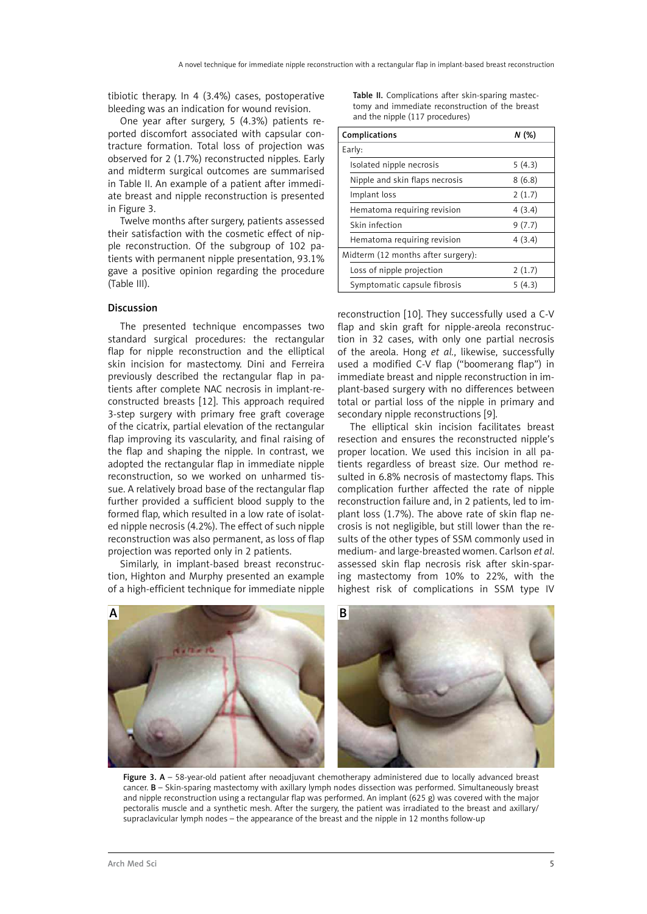tibiotic therapy. In 4 (3.4%) cases, postoperative bleeding was an indication for wound revision.

One year after surgery, 5 (4.3%) patients reported discomfort associated with capsular contracture formation. Total loss of projection was observed for 2 (1.7%) reconstructed nipples. Early and midterm surgical outcomes are summarised in Table II. An example of a patient after immediate breast and nipple reconstruction is presented in Figure 3.

Twelve months after surgery, patients assessed their satisfaction with the cosmetic effect of nipple reconstruction. Of the subgroup of 102 patients with permanent nipple presentation, 93.1% gave a positive opinion regarding the procedure (Table III).

**Table II.** Complications after skin-sparing mastectomy and immediate reconstruction of the breast and the nipple (117 procedures)

| Complications | *N* (%) |
|---|---|
| Early: | |
| Isolated nipple necrosis | 5 (4.3) |
| Nipple and skin flaps necrosis | 8 (6.8) |
| Implant loss | 2 (1.7) |
| Hematoma requiring revision | 4 (3.4) |
| Skin infection | 9 (7.7) |
| Hematoma requiring revision | 4 (3.4) |
| Midterm (12 months after surgery): | |
| Loss of nipple projection | 2 (1.7) |
| Symptomatic capsule fibrosis | 5 (4.3) |

## Discussion

The presented technique encompasses two standard surgical procedures: the rectangular flap for nipple reconstruction and the elliptical skin incision for mastectomy. Dini and Ferreira previously described the rectangular flap in patients after complete NAC necrosis in implant-reconstructed breasts [12]. This approach required 3-step surgery with primary free graft coverage of the cicatrix, partial elevation of the rectangular flap improving its vascularity, and final raising of the flap and shaping the nipple. In contrast, we adopted the rectangular flap in immediate nipple reconstruction, so we worked on unharmed tissue. A relatively broad base of the rectangular flap further provided a sufficient blood supply to the formed flap, which resulted in a low rate of isolated nipple necrosis (4.2%). The effect of such nipple reconstruction was also permanent, as loss of flap projection was reported only in 2 patients.

Similarly, in implant-based breast reconstruction, Highton and Murphy presented an example of a high-efficient technique for immediate nipple reconstruction [10]. They successfully used a C-V flap and skin graft for nipple-areola reconstruction in 32 cases, with only one partial necrosis of the areola. Hong *et al.*, likewise, successfully used a modified C-V flap ("boomerang flap") in immediate breast and nipple reconstruction in implant-based surgery with no differences between total or partial loss of the nipple in primary and secondary nipple reconstructions [9].

The elliptical skin incision facilitates breast resection and ensures the reconstructed nipple's proper location. We used this incision in all patients regardless of breast size. Our method resulted in 6.8% necrosis of mastectomy flaps. This complication further affected the rate of nipple reconstruction failure and, in 2 patients, led to implant loss (1.7%). The above rate of skin flap necrosis is not negligible, but still lower than the results of the other types of SSM commonly used in medium- and large-breasted women. Carlson *et al.* assessed skin flap necrosis risk after skin-sparing mastectomy from 10% to 22%, with the highest risk of complications in SSM type IV

**Figure 3. A** – 58-year-old patient after neoadjuvant chemotherapy administered due to locally advanced breast cancer. **B** – Skin-sparing mastectomy with axillary lymph nodes dissection was performed. Simultaneously breast and nipple reconstruction using a rectangular flap was performed. An implant (625 g) was covered with the major pectoralis muscle and a synthetic mesh. After the surgery, the patient was irradiated to the breast and axillary/supraclavicular lymph nodes – the appearance of the breast and the nipple in 12 months follow-up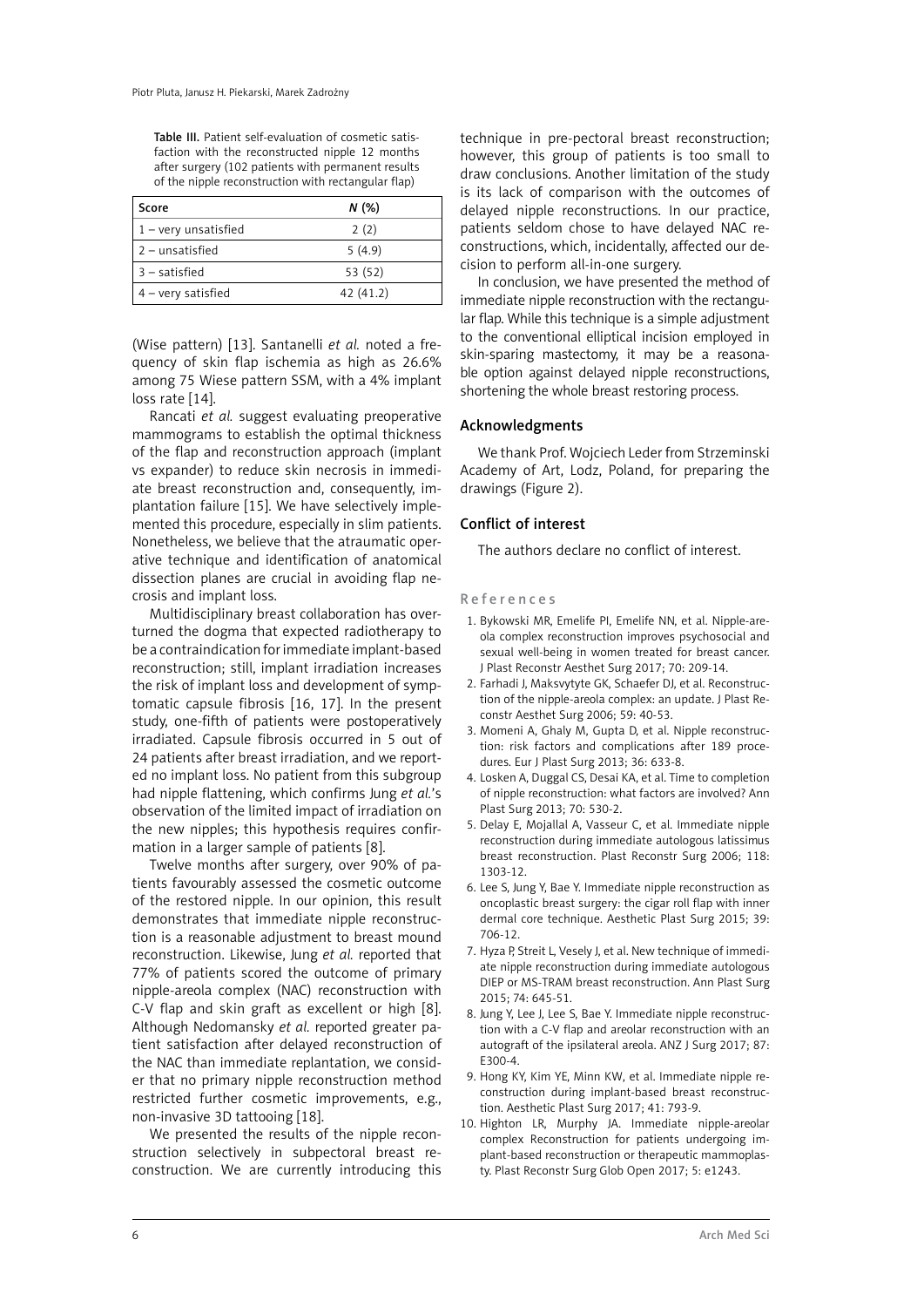Table III. Patient self-evaluation of cosmetic satisfaction with the reconstructed nipple 12 months after surgery (102 patients with permanent results of the nipple reconstruction with rectangular flap)

| Score | *N* (%) |
|---|---|
| 1 – very unsatisfied | 2 (2) |
| 2 – unsatisfied | 5 (4.9) |
| 3 – satisfied | 53 (52) |
| 4 – very satisfied | 42 (41.2) |

(Wise pattern) [13]. Santanelli *et al.* noted a frequency of skin flap ischemia as high as 26.6% among 75 Wiese pattern SSM, with a 4% implant loss rate [14].

Rancati *et al.* suggest evaluating preoperative mammograms to establish the optimal thickness of the flap and reconstruction approach (implant vs expander) to reduce skin necrosis in immediate breast reconstruction and, consequently, implantation failure [15]. We have selectively implemented this procedure, especially in slim patients. Nonetheless, we believe that the atraumatic operative technique and identification of anatomical dissection planes are crucial in avoiding flap necrosis and implant loss.

Multidisciplinary breast collaboration has overturned the dogma that expected radiotherapy to be a contraindication for immediate implant-based reconstruction; still, implant irradiation increases the risk of implant loss and development of symptomatic capsule fibrosis [16, 17]. In the present study, one-fifth of patients were postoperatively irradiated. Capsule fibrosis occurred in 5 out of 24 patients after breast irradiation, and we reported no implant loss. No patient from this subgroup had nipple flattening, which confirms Jung *et al.*'s observation of the limited impact of irradiation on the new nipples; this hypothesis requires confirmation in a larger sample of patients [8].

Twelve months after surgery, over 90% of patients favourably assessed the cosmetic outcome of the restored nipple. In our opinion, this result demonstrates that immediate nipple reconstruction is a reasonable adjustment to breast mound reconstruction. Likewise, Jung *et al.* reported that 77% of patients scored the outcome of primary nipple-areola complex (NAC) reconstruction with C-V flap and skin graft as excellent or high [8]. Although Nedomansky *et al.* reported greater patient satisfaction after delayed reconstruction of the NAC than immediate replantation, we consider that no primary nipple reconstruction method restricted further cosmetic improvements, e.g., non-invasive 3D tattooing [18].

We presented the results of the nipple reconstruction selectively in subpectoral breast reconstruction. We are currently introducing this technique in pre-pectoral breast reconstruction; however, this group of patients is too small to draw conclusions. Another limitation of the study is its lack of comparison with the outcomes of delayed nipple reconstructions. In our practice, patients seldom chose to have delayed NAC reconstructions, which, incidentally, affected our decision to perform all-in-one surgery.

In conclusion, we have presented the method of immediate nipple reconstruction with the rectangular flap. While this technique is a simple adjustment to the conventional elliptical incision employed in skin-sparing mastectomy, it may be a reasonable option against delayed nipple reconstructions, shortening the whole breast restoring process.

## Acknowledgments

We thank Prof. Wojciech Leder from Strzeminski Academy of Art, Lodz, Poland, for preparing the drawings (Figure 2).

## Conflict of interest

The authors declare no conflict of interest.

## References

1. Bykowski MR, Emelife PI, Emelife NN, et al. Nipple-areola complex reconstruction improves psychosocial and sexual well-being in women treated for breast cancer. J Plast Reconstr Aesthet Surg 2017; 70: 209-14.
2. Farhadi J, Maksvytyte GK, Schaefer DJ, et al. Reconstruction of the nipple-areola complex: an update. J Plast Reconstr Aesthet Surg 2006; 59: 40-53.
3. Momeni A, Ghaly M, Gupta D, et al. Nipple reconstruction: risk factors and complications after 189 procedures. Eur J Plast Surg 2013; 36: 633-8.
4. Losken A, Duggal CS, Desai KA, et al. Time to completion of nipple reconstruction: what factors are involved? Ann Plast Surg 2013; 70: 530-2.
5. Delay E, Mojallal A, Vasseur C, et al. Immediate nipple reconstruction during immediate autologous latissimus breast reconstruction. Plast Reconstr Surg 2006; 118: 1303-12.
6. Lee S, Jung Y, Bae Y. Immediate nipple reconstruction as oncoplastic breast surgery: the cigar roll flap with inner dermal core technique. Aesthetic Plast Surg 2015; 39: 706-12.
7. Hyza P, Streit L, Vesely J, et al. New technique of immediate nipple reconstruction during immediate autologous DIEP or MS-TRAM breast reconstruction. Ann Plast Surg 2015; 74: 645-51.
8. Jung Y, Lee J, Lee S, Bae Y. Immediate nipple reconstruction with a C-V flap and areolar reconstruction with an autograft of the ipsilateral areola. ANZ J Surg 2017; 87: E300-4.
9. Hong KY, Kim YE, Minn KW, et al. Immediate nipple reconstruction during implant-based breast reconstruction. Aesthetic Plast Surg 2017; 41: 793-9.
10. Highton LR, Murphy JA. Immediate nipple-areolar complex Reconstruction for patients undergoing implant-based reconstruction or therapeutic mammoplasty. Plast Reconstr Surg Glob Open 2017; 5: e1243.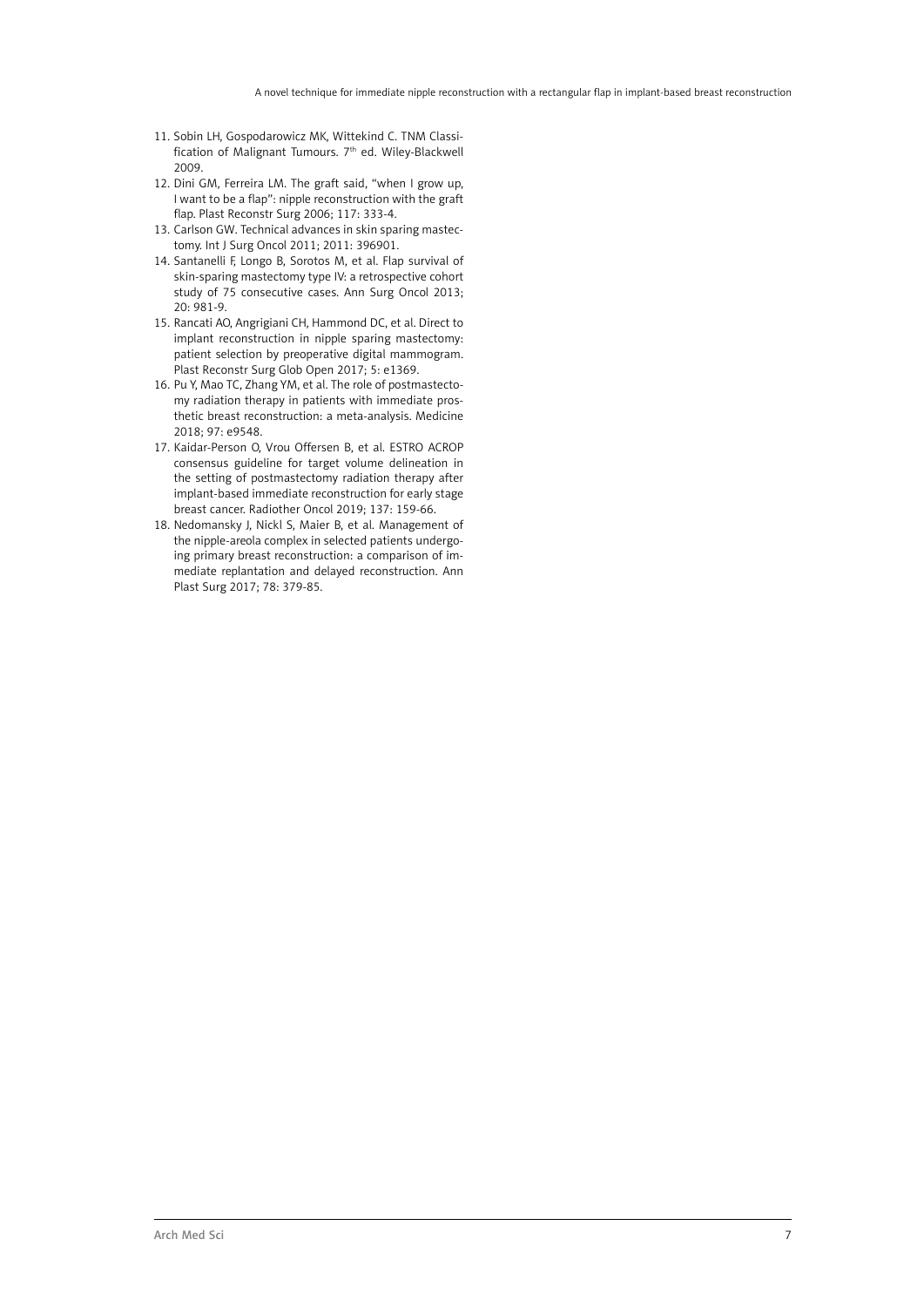11. Sobin LH, Gospodarowicz MK, Wittekind C. TNM Classification of Malignant Tumours. 7th ed. Wiley-Blackwell 2009.
12. Dini GM, Ferreira LM. The graft said, "when I grow up, I want to be a flap": nipple reconstruction with the graft flap. Plast Reconstr Surg 2006; 117: 333-4.
13. Carlson GW. Technical advances in skin sparing mastectomy. Int J Surg Oncol 2011; 2011: 396901.
14. Santanelli F, Longo B, Sorotos M, et al. Flap survival of skin-sparing mastectomy type IV: a retrospective cohort study of 75 consecutive cases. Ann Surg Oncol 2013; 20: 981-9.
15. Rancati AO, Angrigiani CH, Hammond DC, et al. Direct to implant reconstruction in nipple sparing mastectomy: patient selection by preoperative digital mammogram. Plast Reconstr Surg Glob Open 2017; 5: e1369.
16. Pu Y, Mao TC, Zhang YM, et al. The role of postmastectomy radiation therapy in patients with immediate prosthetic breast reconstruction: a meta-analysis. Medicine 2018; 97: e9548.
17. Kaidar-Person O, Vrou Offersen B, et al. ESTRO ACROP consensus guideline for target volume delineation in the setting of postmastectomy radiation therapy after implant-based immediate reconstruction for early stage breast cancer. Radiother Oncol 2019; 137: 159-66.
18. Nedomansky J, Nickl S, Maier B, et al. Management of the nipple-areola complex in selected patients undergoing primary breast reconstruction: a comparison of immediate replantation and delayed reconstruction. Ann Plast Surg 2017; 78: 379-85.